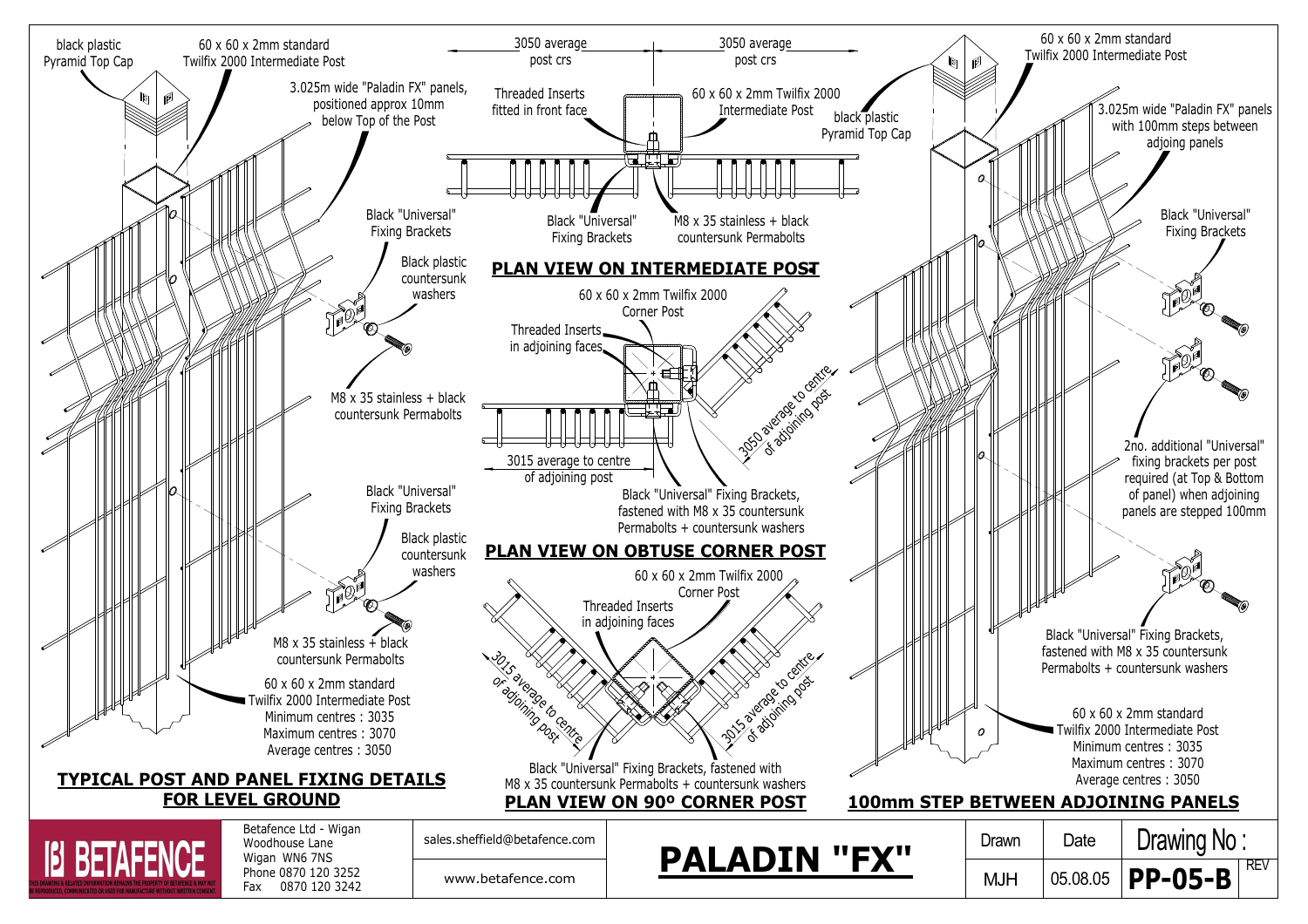## TYPICAL POST AND PANEL FIXING DETAILS FOR LEVEL GROUND

- black plastic Pyramid Top Cap
- 60 x 60 x 2mm standard Twilfix 2000 Intermediate Post
- 3.025m wide "Paladin FX" panels, positioned approx 10mm below Top of the Post
- Black "Universal" Fixing Brackets
- Black plastic countersunk washers
- M8 x 35 stainless + black countersunk Permabolts
- Black "Universal" Fixing Brackets
- Black plastic countersunk washers
- M8 x 35 stainless + black countersunk Permabolts
- 60 x 60 x 2mm standard Twilfix 2000 Intermediate Post
  - Minimum centres : 3035
  - Maximum centres : 3070
  - Average centres : 3050

## PLAN VIEW ON INTERMEDIATE POST

- 3050 average post crs
- 3050 average post crs
- Threaded Inserts fitted in front face
- 60 x 60 x 2mm Twilfix 2000 Intermediate Post
- Black "Universal" Fixing Brackets
- M8 x 35 stainless + black countersunk Permabolts

## PLAN VIEW ON OBTUSE CORNER POST

- 60 x 60 x 2mm Twilfix 2000 Corner Post
- Threaded Inserts in adjoining faces
- 3050 average to centre of adjoining post
- 3015 average to centre of adjoining post
- Black "Universal" Fixing Brackets, fastened with M8 x 35 countersunk Permabolts + countersunk washers

## PLAN VIEW ON 90º CORNER POST

- 60 x 60 x 2mm Twilfix 2000 Corner Post
- Threaded Inserts in adjoining faces
- 3015 average to centre of adjoining post
- 3015 average to centre of adjoining post
- Black "Universal" Fixing Brackets, fastened with M8 x 35 countersunk Permabolts + countersunk washers

## 100mm STEP BETWEEN ADJOINING PANELS

- black plastic Pyramid Top Cap
- 60 x 60 x 2mm standard Twilfix 2000 Intermediate Post
- 3.025m wide "Paladin FX" panels with 100mm steps between adjoining panels
- Black "Universal" Fixing Brackets
- 2no. additional "Universal" fixing brackets per post required (at Top & Bottom of panel) when adjoining panels are stepped 100mm
- Black "Universal" Fixing Brackets, fastened with M8 x 35 countersunk Permabolts + countersunk washers
- 60 x 60 x 2mm standard Twilfix 2000 Intermediate Post
  - Minimum centres : 3035
  - Maximum centres : 3070
  - Average centres : 3050

---

**BETAFENCE**

THIS DRAWING & RELATED INFORMATION REMAINS THE PROPERTY OF BETAFENCE & MAY NOT BE REPRODUCED, COMMUNICATED OR USED FOR MANUFACTURE WITHOUT WRITTEN CONSENT.

Betafence Ltd - Wigan
Woodhouse Lane
Wigan WN6 7NS
Phone 0870 120 3252
Fax 0870 120 3242

sales.sheffield@betafence.com
www.betafence.com

# PALADIN "FX"

| Drawn | Date | Drawing No : | REV |
|---|---|---|---|
| MJH | 05.08.05 | **PP-05-B** | |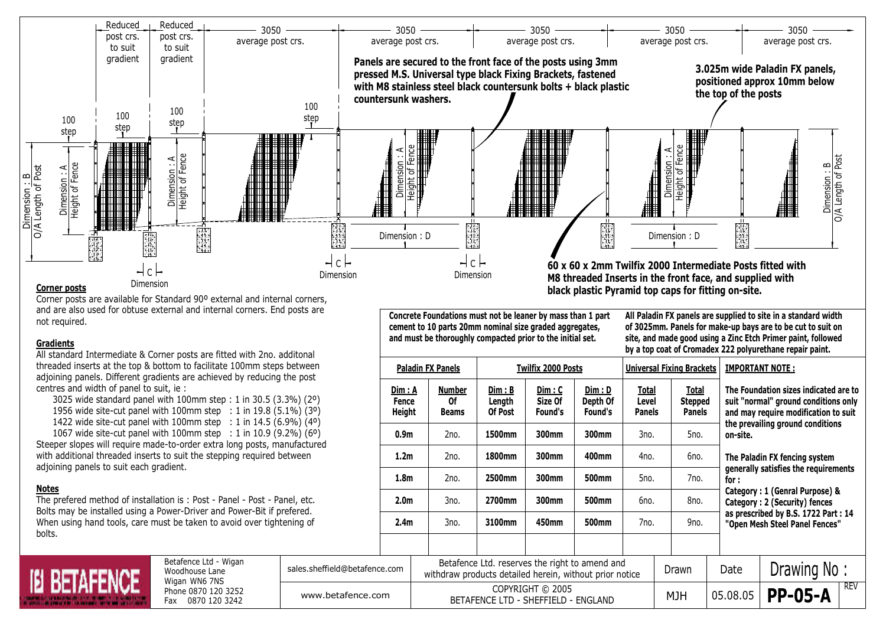Reduced post crs. to suit gradient

Reduced post crs. to suit gradient

3050 average post crs.

3050 average post crs.

3050 average post crs.

3050 average post crs.

3050 average post crs.

100 step

100 step

100 step

100 step

Dimension : B O/A Length of Post

Dimension : A Height of Fence

Dimension : A Height of Fence

Dimension : A Height of Fence

Dimension : A Height of Fence

Dimension : B O/A Length of Post

Dimension : D

Dimension : D

C Dimension

C Dimension

C Dimension

**Panels are secured to the front face of the posts using 3mm pressed M.S. Universal type black Fixing Brackets, fastened with M8 stainless steel black countersunk bolts + black plastic countersunk washers.**

**3.025m wide Paladin FX panels, positioned approx 10mm below the top of the posts**

**60 x 60 x 2mm Twilfix 2000 Intermediate Posts fitted with M8 threaded Inserts in the front face, and supplied with black plastic Pyramid top caps for fitting on-site.**

## Corner posts

Corner posts are available for Standard 90º external and internal corners, and are also used for obtuse external and internal corners. End posts are not required.

## Gradients

All standard Intermediate & Corner posts are fitted with 2no. additonal threaded inserts at the top & bottom to facilitate 100mm steps between adjoining panels. Different gradients are achieved by reducing the post centres and width of panel to suit, ie :

- 3025 wide standard panel with 100mm step : 1 in 30.5 (3.3%) (2º)
- 1956 wide site-cut panel with 100mm step : 1 in 19.8 (5.1%) (3º)
- 1422 wide site-cut panel with 100mm step : 1 in 14.5 (6.9%) (4º)
- 1067 wide site-cut panel with 100mm step : 1 in 10.9 (9.2%) (6º)

Steeper slopes will require made-to-order extra long posts, manufactured with additional threaded inserts to suit the stepping required between adjoining panels to suit each gradient.

## Notes

The prefered method of installation is : Post - Panel - Post - Panel, etc. Bolts may be installed using a Power-Driver and Power-Bit if prefered. When using hand tools, care must be taken to avoid over tightening of bolts.

**Concrete Foundations must not be leaner by mass than 1 part cement to 10 parts 20mm nominal size graded aggregates, and must be thoroughly compacted prior to the initial set.**

**All Paladin FX panels are supplied to site in a standard width of 3025mm. Panels for make-up bays are to be cut to suit on site, and made good using a Zinc Etch Primer paint, followed by a top coat of Cromadex 222 polyurethane repair paint.**

| Paladin FX Panels | | Twilfix 2000 Posts | | | Universal Fixing Brackets | |
|---|---|---|---|---|---|---|
| **Dim : A Fence Height** | **Number Of Beams** | **Dim : B Length Of Post** | **Dim : C Size Of Found's** | **Dim : D Depth Of Found's** | **Total Level Panels** | **Total Stepped Panels** |
| **0.9m** | 2no. | **1500mm** | **300mm** | **300mm** | 3no. | 5no. |
| **1.2m** | 2no. | **1800mm** | **300mm** | **400mm** | 4no. | 6no. |
| **1.8m** | 2no. | **2500mm** | **300mm** | **500mm** | 5no. | 7no. |
| **2.0m** | 3no. | **2700mm** | **300mm** | **500mm** | 6no. | 8no. |
| **2.4m** | 3no. | **3100mm** | **450mm** | **500mm** | 7no. | 9no. |

**IMPORTANT NOTE :**

**The Foundation sizes indicated are to suit "normal" ground conditions only and may require modification to suit the prevailing ground conditions on-site.**

**The Paladin FX fencing system generally satisfies the requirements for :**
**Category : 1 (Genral Purpose) &**
**Category : 2 (Security) fences**
**as prescribed by B.S. 1722 Part : 14 "Open Mesh Steel Panel Fences"**

| | | | | | |
|---|---|---|---|---|---|
| BETAFENCE | Betafence Ltd - Wigan, Woodhouse Lane, Wigan WN6 7NS, Phone 0870 120 3252, Fax 0870 120 3242 | sales.sheffield@betafence.com / www.betafence.com | Betafence Ltd. reserves the right to amend and withdraw products detailed herein, without prior notice / COPYRIGHT © 2005 BETAFENCE LTD - SHEFFIELD - ENGLAND | Drawn: MJH | Date: 05.08.05 | Drawing No : **PP-05-A** REV |